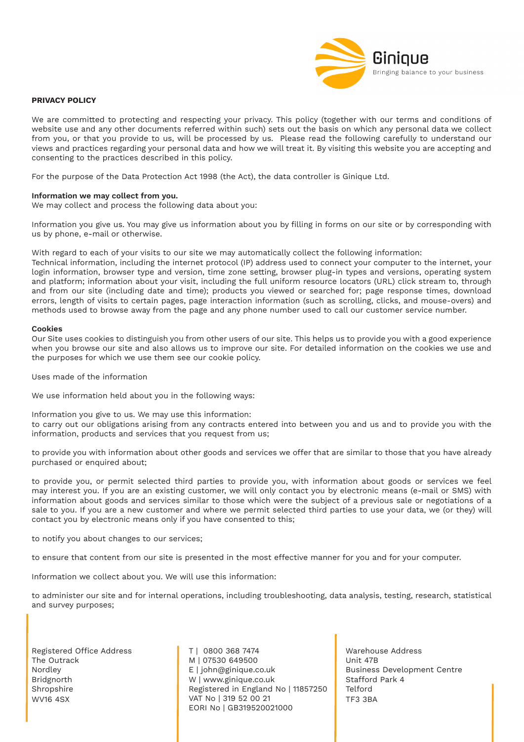## PRIVACY POLICY

We are committed to protecting and respecting your privacy. This policy (together with our terms and conditions of website use and any other documents referred within such) sets out the basis on which any personal data we collect from you, or that you provide to us, will be processed by us. Please read the following carefully to understand our views and practices regarding your personal data and how we will treat it. By visiting this website you are accepting and consenting to the practices described in this policy.

For the purpose of the Data Protection Act 1998 (the Act), the data controller is Ginique Ltd.

**Information we may collect from you.**
We may collect and process the following data about you:

Information you give us. You may give us information about you by filling in forms on our site or by corresponding with us by phone, e-mail or otherwise.

With regard to each of your visits to our site we may automatically collect the following information:
Technical information, including the internet protocol (IP) address used to connect your computer to the internet, your login information, browser type and version, time zone setting, browser plug-in types and versions, operating system and platform; information about your visit, including the full uniform resource locators (URL) click stream to, through and from our site (including date and time); products you viewed or searched for; page response times, download errors, length of visits to certain pages, page interaction information (such as scrolling, clicks, and mouse-overs) and methods used to browse away from the page and any phone number used to call our customer service number.

**Cookies**
Our Site uses cookies to distinguish you from other users of our site. This helps us to provide you with a good experience when you browse our site and also allows us to improve our site. For detailed information on the cookies we use and the purposes for which we use them see our cookie policy.

Uses made of the information

We use information held about you in the following ways:

Information you give to us. We may use this information:
to carry out our obligations arising from any contracts entered into between you and us and to provide you with the information, products and services that you request from us;

to provide you with information about other goods and services we offer that are similar to those that you have already purchased or enquired about;

to provide you, or permit selected third parties to provide you, with information about goods or services we feel may interest you. If you are an existing customer, we will only contact you by electronic means (e-mail or SMS) with information about goods and services similar to those which were the subject of a previous sale or negotiations of a sale to you. If you are a new customer and where we permit selected third parties to use your data, we (or they) will contact you by electronic means only if you have consented to this;

to notify you about changes to our services;

to ensure that content from our site is presented in the most effective manner for you and for your computer.

Information we collect about you. We will use this information:

to administer our site and for internal operations, including troubleshooting, data analysis, testing, research, statistical and survey purposes;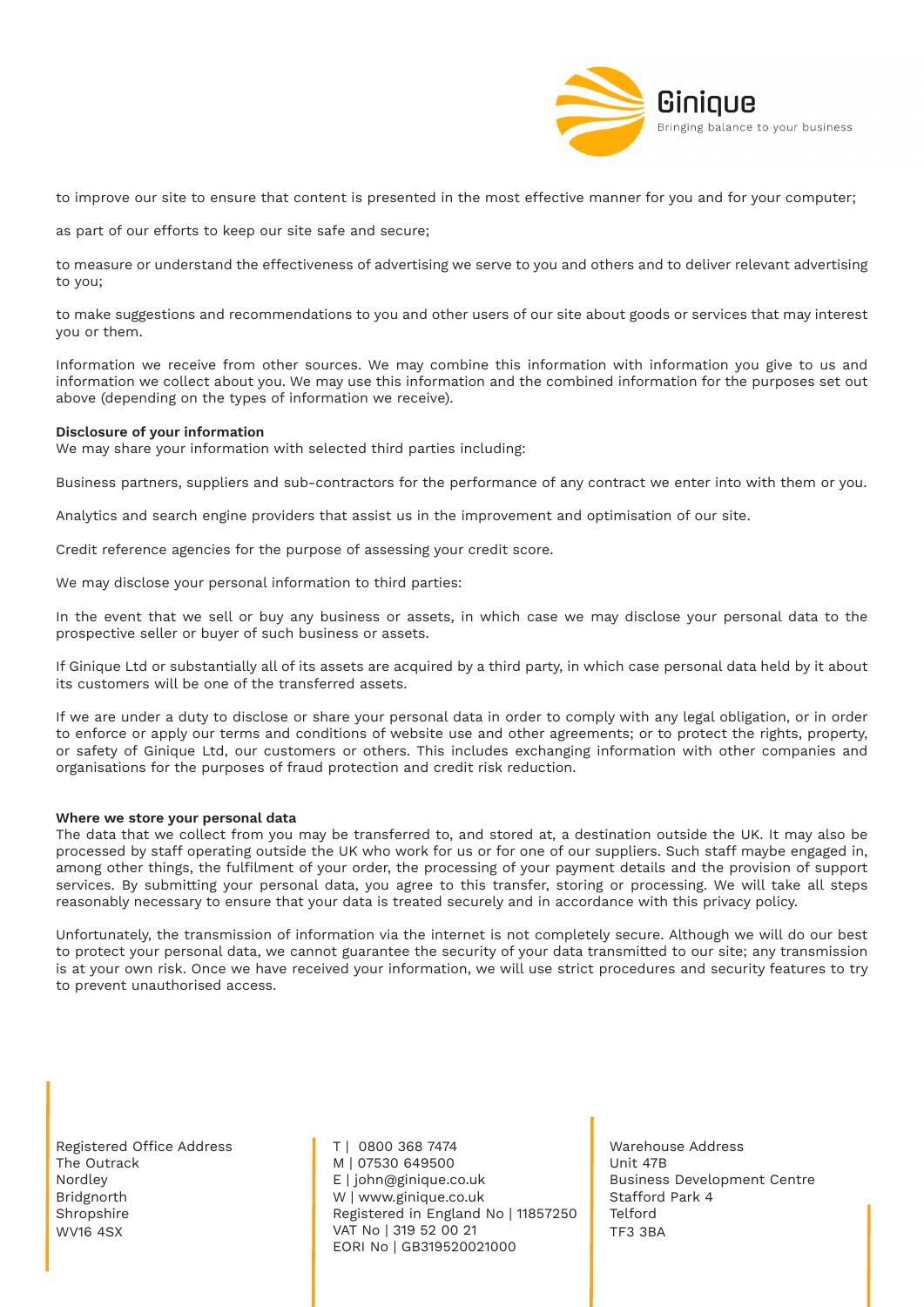to improve our site to ensure that content is presented in the most effective manner for you and for your computer;

as part of our efforts to keep our site safe and secure;

to measure or understand the effectiveness of advertising we serve to you and others and to deliver relevant advertising to you;

to make suggestions and recommendations to you and other users of our site about goods or services that may interest you or them.

Information we receive from other sources. We may combine this information with information you give to us and information we collect about you. We may use this information and the combined information for the purposes set out above (depending on the types of information we receive).

**Disclosure of your information**
We may share your information with selected third parties including:

Business partners, suppliers and sub-contractors for the performance of any contract we enter into with them or you.

Analytics and search engine providers that assist us in the improvement and optimisation of our site.

Credit reference agencies for the purpose of assessing your credit score.

We may disclose your personal information to third parties:

In the event that we sell or buy any business or assets, in which case we may disclose your personal data to the prospective seller or buyer of such business or assets.

If Ginique Ltd or substantially all of its assets are acquired by a third party, in which case personal data held by it about its customers will be one of the transferred assets.

If we are under a duty to disclose or share your personal data in order to comply with any legal obligation, or in order to enforce or apply our terms and conditions of website use and other agreements; or to protect the rights, property, or safety of Ginique Ltd, our customers or others. This includes exchanging information with other companies and organisations for the purposes of fraud protection and credit risk reduction.

**Where we store your personal data**
The data that we collect from you may be transferred to, and stored at, a destination outside the UK. It may also be processed by staff operating outside the UK who work for us or for one of our suppliers. Such staff maybe engaged in, among other things, the fulfilment of your order, the processing of your payment details and the provision of support services. By submitting your personal data, you agree to this transfer, storing or processing. We will take all steps reasonably necessary to ensure that your data is treated securely and in accordance with this privacy policy.

Unfortunately, the transmission of information via the internet is not completely secure. Although we will do our best to protect your personal data, we cannot guarantee the security of your data transmitted to our site; any transmission is at your own risk. Once we have received your information, we will use strict procedures and security features to try to prevent unauthorised access.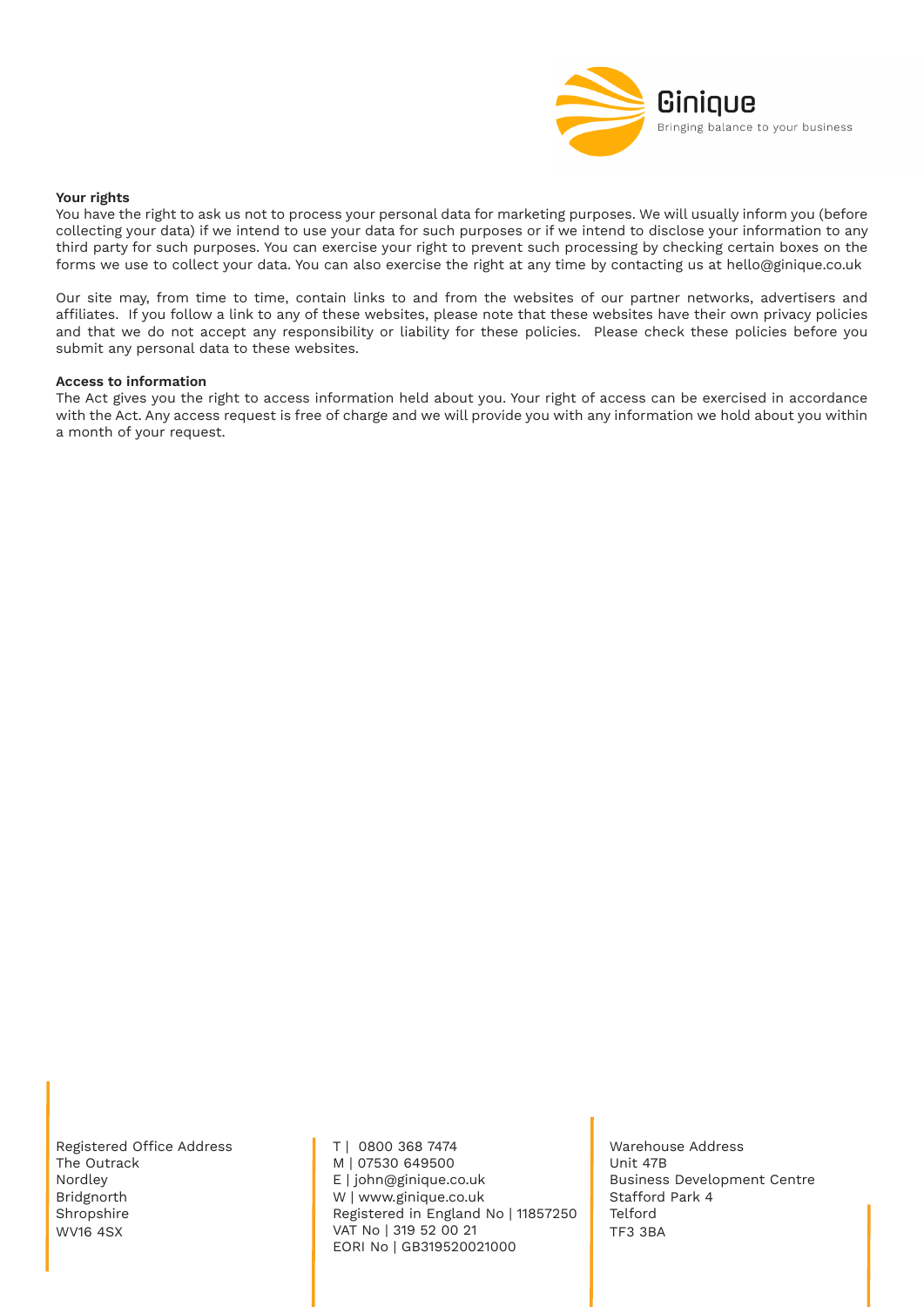**Your rights**

You have the right to ask us not to process your personal data for marketing purposes. We will usually inform you (before collecting your data) if we intend to use your data for such purposes or if we intend to disclose your information to any third party for such purposes. You can exercise your right to prevent such processing by checking certain boxes on the forms we use to collect your data. You can also exercise the right at any time by contacting us at hello@ginique.co.uk

Our site may, from time to time, contain links to and from the websites of our partner networks, advertisers and affiliates. If you follow a link to any of these websites, please note that these websites have their own privacy policies and that we do not accept any responsibility or liability for these policies. Please check these policies before you submit any personal data to these websites.

**Access to information**

The Act gives you the right to access information held about you. Your right of access can be exercised in accordance with the Act. Any access request is free of charge and we will provide you with any information we hold about you within a month of your request.